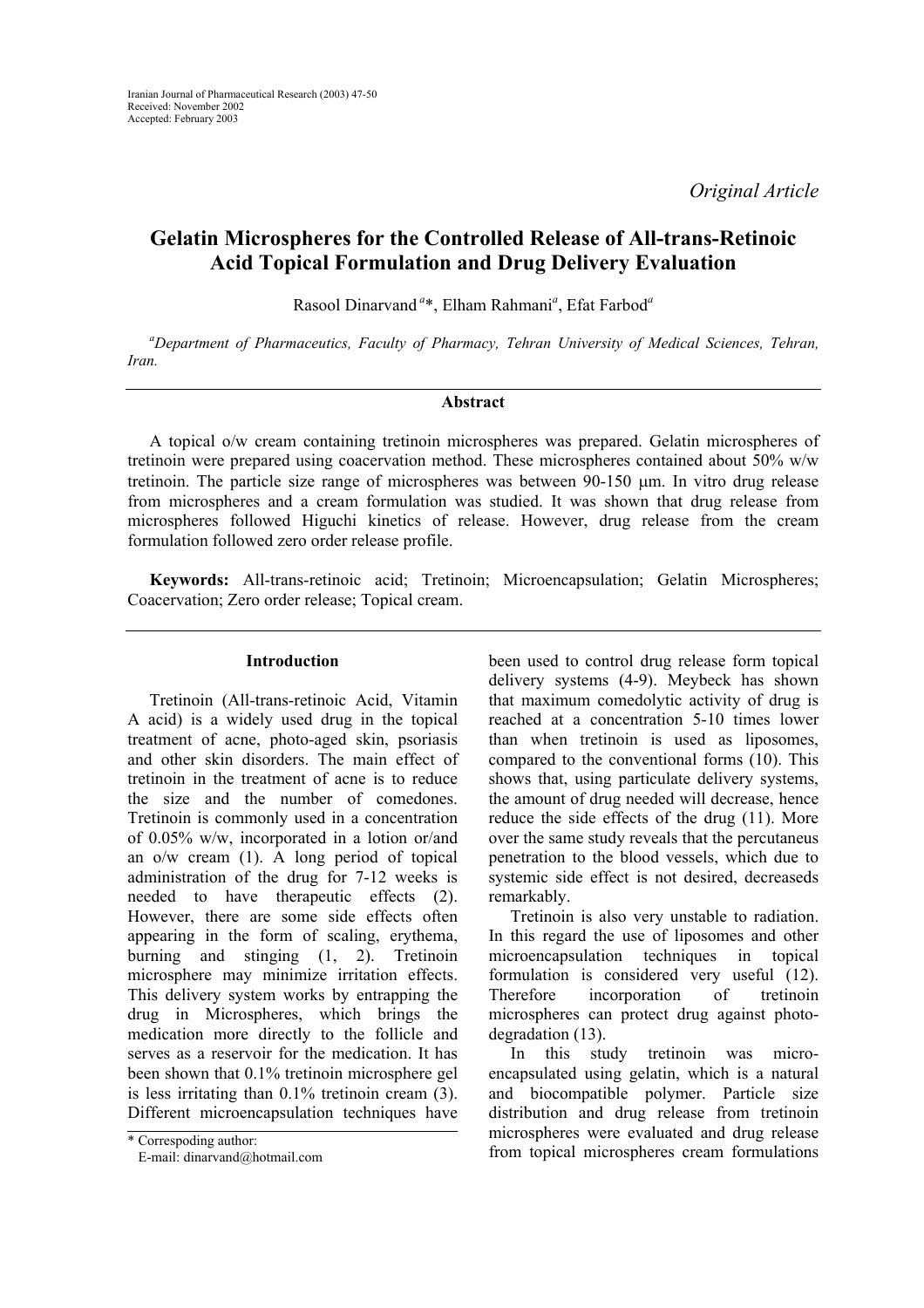*Original Article*

# Gelatin Microspheres for the Controlled Release of All-trans-Retinoic Acid Topical Formulation and Drug Delivery Evaluation

Rasool Dinarvand [a]*, Elham Rahmani[a], Efat Farbod[a]

[a]*Department of Pharmaceutics, Faculty of Pharmacy, Tehran University of Medical Sciences, Tehran, Iran.*

## Abstract

A topical o/w cream containing tretinoin microspheres was prepared. Gelatin microspheres of tretinoin were prepared using coacervation method. These microspheres contained about 50% w/w tretinoin. The particle size range of microspheres was between 90-150 μm. In vitro drug release from microspheres and a cream formulation was studied. It was shown that drug release from microspheres followed Higuchi kinetics of release. However, drug release from the cream formulation followed zero order release profile.

**Keywords:** All-trans-retinoic acid; Tretinoin; Microencapsulation; Gelatin Microspheres; Coacervation; Zero order release; Topical cream.

## Introduction

Tretinoin (All-trans-retinoic Acid, Vitamin A acid) is a widely used drug in the topical treatment of acne, photo-aged skin, psoriasis and other skin disorders. The main effect of tretinoin in the treatment of acne is to reduce the size and the number of comedones. Tretinoin is commonly used in a concentration of 0.05% w/w, incorporated in a lotion or/and an o/w cream (1). A long period of topical administration of the drug for 7-12 weeks is needed to have therapeutic effects (2). However, there are some side effects often appearing in the form of scaling, erythema, burning and stinging (1, 2). Tretinoin microsphere may minimize irritation effects. This delivery system works by entrapping the drug in Microspheres, which brings the medication more directly to the follicle and serves as a reservoir for the medication. It has been shown that 0.1% tretinoin microsphere gel is less irritating than 0.1% tretinoin cream (3). Different microencapsulation techniques have been used to control drug release form topical delivery systems (4-9). Meybeck has shown that maximum comedolytic activity of drug is reached at a concentration 5-10 times lower than when tretinoin is used as liposomes, compared to the conventional forms (10). This shows that, using particulate delivery systems, the amount of drug needed will decrease, hence reduce the side effects of the drug (11). More over the same study reveals that the percutaneus penetration to the blood vessels, which due to systemic side effect is not desired, decreaseds remarkably.

Tretinoin is also very unstable to radiation. In this regard the use of liposomes and other microencapsulation techniques in topical formulation is considered very useful (12). Therefore incorporation of tretinoin microspheres can protect drug against photo-degradation (13).

In this study tretinoin was micro-encapsulated using gelatin, which is a natural and biocompatible polymer. Particle size distribution and drug release from tretinoin microspheres were evaluated and drug release from topical microspheres cream formulations

\* Correspoding author:
E-mail: dinarvand@hotmail.com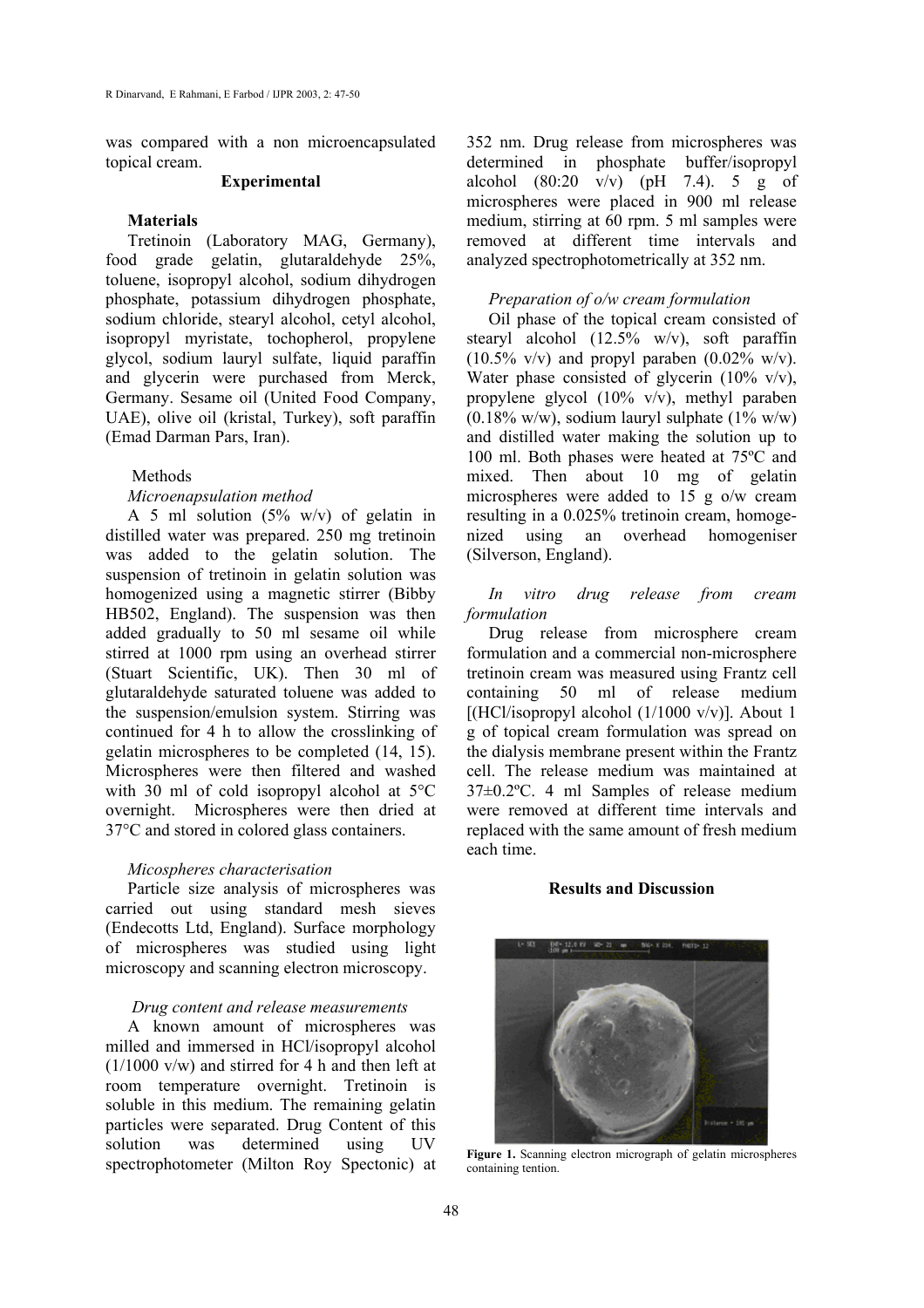was compared with a non microencapsulated topical cream.

## Experimental

### Materials

Tretinoin (Laboratory MAG, Germany), food grade gelatin, glutaraldehyde 25%, toluene, isopropyl alcohol, sodium dihydrogen phosphate, potassium dihydrogen phosphate, sodium chloride, stearyl alcohol, cetyl alcohol, isopropyl myristate, tochopherol, propylene glycol, sodium lauryl sulfate, liquid paraffin and glycerin were purchased from Merck, Germany. Sesame oil (United Food Company, UAE), olive oil (kristal, Turkey), soft paraffin (Emad Darman Pars, Iran).

### Methods

*Microenapsulation method*

A 5 ml solution (5% w/v) of gelatin in distilled water was prepared. 250 mg tretinoin was added to the gelatin solution. The suspension of tretinoin in gelatin solution was homogenized using a magnetic stirrer (Bibby HB502, England). The suspension was then added gradually to 50 ml sesame oil while stirred at 1000 rpm using an overhead stirrer (Stuart Scientific, UK). Then 30 ml of glutaraldehyde saturated toluene was added to the suspension/emulsion system. Stirring was continued for 4 h to allow the crosslinking of gelatin microspheres to be completed (14, 15). Microspheres were then filtered and washed with 30 ml of cold isopropyl alcohol at 5°C overnight. Microspheres were then dried at 37°C and stored in colored glass containers.

*Micospheres characterisation*

Particle size analysis of microspheres was carried out using standard mesh sieves (Endecotts Ltd, England). Surface morphology of microspheres was studied using light microscopy and scanning electron microscopy.

*Drug content and release measurements*

A known amount of microspheres was milled and immersed in HCl/isopropyl alcohol (1/1000 v/w) and stirred for 4 h and then left at room temperature overnight. Tretinoin is soluble in this medium. The remaining gelatin particles were separated. Drug Content of this solution was determined using UV spectrophotometer (Milton Roy Spectonic) at 352 nm. Drug release from microspheres was determined in phosphate buffer/isopropyl alcohol (80:20 v/v) (pH 7.4). 5 g of microspheres were placed in 900 ml release medium, stirring at 60 rpm. 5 ml samples were removed at different time intervals and analyzed spectrophotometrically at 352 nm.

*Preparation of o/w cream formulation*

Oil phase of the topical cream consisted of stearyl alcohol (12.5% w/v), soft paraffin (10.5% v/v) and propyl paraben (0.02% w/v). Water phase consisted of glycerin (10% v/v), propylene glycol (10% v/v), methyl paraben (0.18% w/w), sodium lauryl sulphate (1% w/w) and distilled water making the solution up to 100 ml. Both phases were heated at 75ºC and mixed. Then about 10 mg of gelatin microspheres were added to 15 g o/w cream resulting in a 0.025% tretinoin cream, homogenized using an overhead homogeniser (Silverson, England).

*In vitro drug release from cream formulation*

Drug release from microsphere cream formulation and a commercial non-microsphere tretinoin cream was measured using Frantz cell containing 50 ml of release medium [(HCl/isopropyl alcohol (1/1000 v/v)]. About 1 g of topical cream formulation was spread on the dialysis membrane present within the Frantz cell. The release medium was maintained at 37±0.2ºC. 4 ml Samples of release medium were removed at different time intervals and replaced with the same amount of fresh medium each time.

## Results and Discussion

**Figure 1.** Scanning electron micrograph of gelatin microspheres containing tention.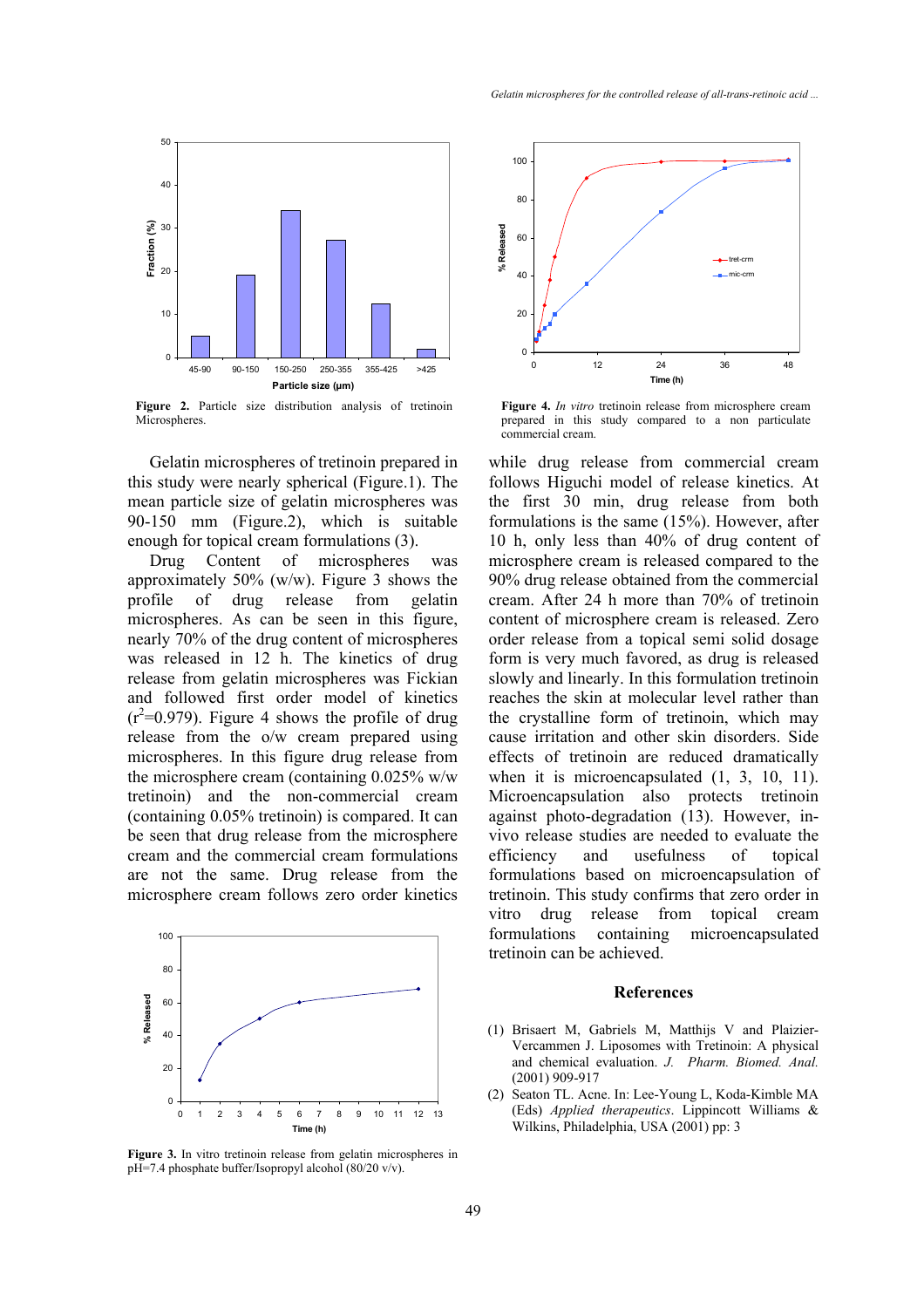Figure 2. Particle size distribution analysis of tretinoin Microspheres.

Figure 4. *In vitro* tretinoin release from microsphere cream prepared in this study compared to a non particulate commercial cream.

Gelatin microspheres of tretinoin prepared in this study were nearly spherical (Figure.1). The mean particle size of gelatin microspheres was 90-150 mm (Figure.2), which is suitable enough for topical cream formulations (3).

Drug Content of microspheres was approximately 50% (w/w). Figure 3 shows the profile of drug release from gelatin microspheres. As can be seen in this figure, nearly 70% of the drug content of microspheres was released in 12 h. The kinetics of drug release from gelatin microspheres was Fickian and followed first order model of kinetics ($r^2$=0.979). Figure 4 shows the profile of drug release from the o/w cream prepared using microspheres. In this figure drug release from the microsphere cream (containing 0.025% w/w tretinoin) and the non-commercial cream (containing 0.05% tretinoin) is compared. It can be seen that drug release from the microsphere cream and the commercial cream formulations are not the same. Drug release from the microsphere cream follows zero order kinetics while drug release from commercial cream follows Higuchi model of release kinetics. At the first 30 min, drug release from both formulations is the same (15%). However, after 10 h, only less than 40% of drug content of microsphere cream is released compared to the 90% drug release obtained from the commercial cream. After 24 h more than 70% of tretinoin content of microsphere cream is released. Zero order release from a topical semi solid dosage form is very much favored, as drug is released slowly and linearly. In this formulation tretinoin reaches the skin at molecular level rather than the crystalline form of tretinoin, which may cause irritation and other skin disorders. Side effects of tretinoin are reduced dramatically when it is microencapsulated (1, 3, 10, 11). Microencapsulation also protects tretinoin against photo-degradation (13). However, in-vivo release studies are needed to evaluate the efficiency and usefulness of topical formulations based on microencapsulation of tretinoin. This study confirms that zero order in vitro drug release from topical cream formulations containing microencapsulated tretinoin can be achieved.

Figure 3. In vitro tretinoin release from gelatin microspheres in pH=7.4 phosphate buffer/Isopropyl alcohol (80/20 v/v).

## References

(1) Brisaert M, Gabriels M, Matthijs V and Plaizier-Vercammen J. Liposomes with Tretinoin: A physical and chemical evaluation. *J. Pharm. Biomed. Anal.* (2001) 909-917

(2) Seaton TL. Acne. In: Lee-Young L, Koda-Kimble MA (Eds) *Applied therapeutics*. Lippincott Williams & Wilkins, Philadelphia, USA (2001) pp: 3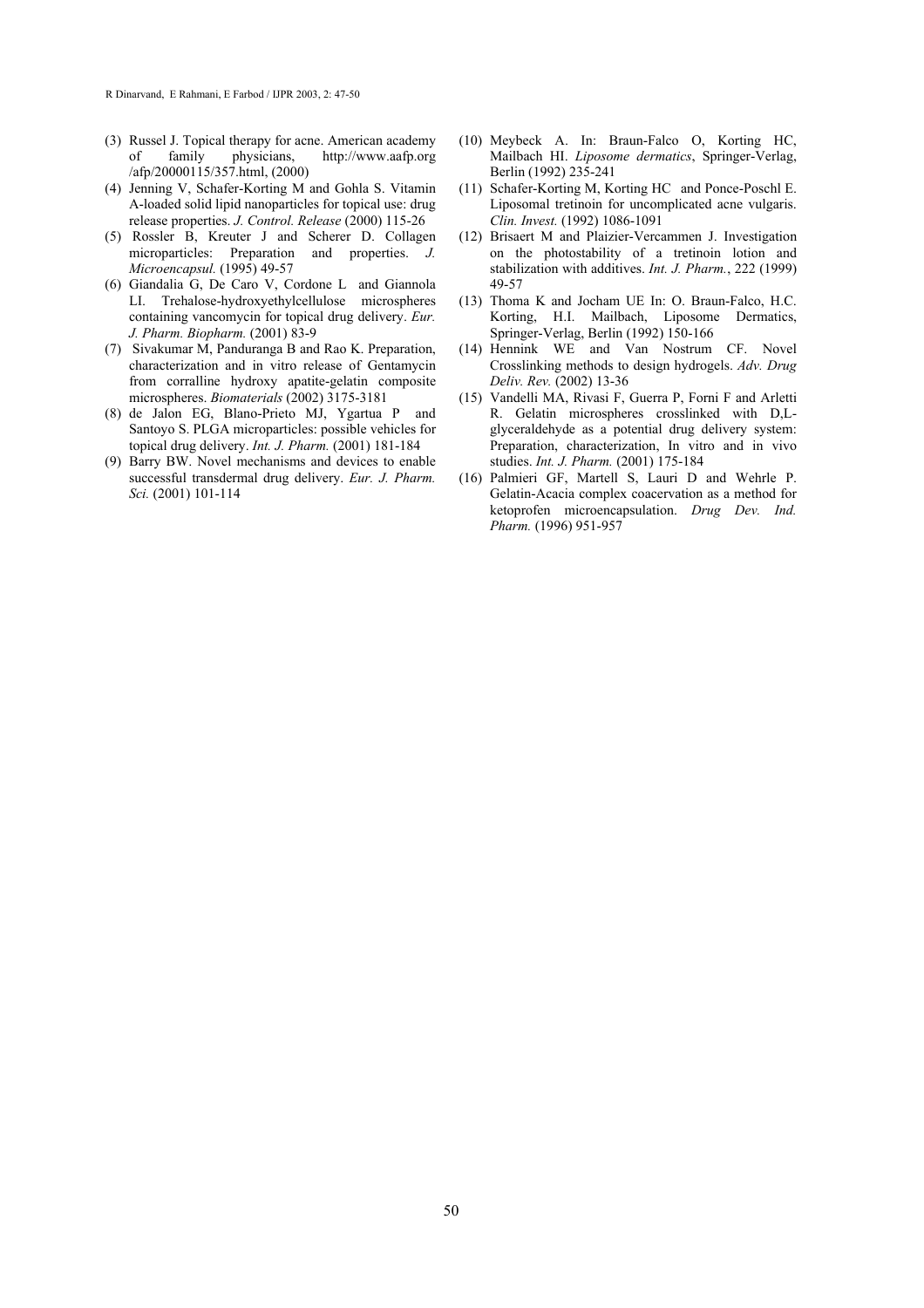(3) Russel J. Topical therapy for acne. American academy of family physicians, http://www.aafp.org /afp/20000115/357.html, (2000)

(4) Jenning V, Schafer-Korting M and Gohla S. Vitamin A-loaded solid lipid nanoparticles for topical use: drug release properties. *J. Control. Release* (2000) 115-26

(5) Rossler B, Kreuter J and Scherer D. Collagen microparticles: Preparation and properties. *J. Microencapsul.* (1995) 49-57

(6) Giandalia G, De Caro V, Cordone L and Giannola LI. Trehalose-hydroxyethylcellulose microspheres containing vancomycin for topical drug delivery. *Eur. J. Pharm. Biopharm.* (2001) 83-9

(7) Sivakumar M, Panduranga B and Rao K. Preparation, characterization and in vitro release of Gentamycin from corralline hydroxy apatite-gelatin composite microspheres. *Biomaterials* (2002) 3175-3181

(8) de Jalon EG, Blano-Prieto MJ, Ygartua P and Santoyo S. PLGA microparticles: possible vehicles for topical drug delivery. *Int. J. Pharm.* (2001) 181-184

(9) Barry BW. Novel mechanisms and devices to enable successful transdermal drug delivery. *Eur. J. Pharm. Sci.* (2001) 101-114

(10) Meybeck A. In: Braun-Falco O, Korting HC, Mailbach HI. *Liposome dermatics*, Springer-Verlag, Berlin (1992) 235-241

(11) Schafer-Korting M, Korting HC and Ponce-Poschl E. Liposomal tretinoin for uncomplicated acne vulgaris. *Clin. Invest.* (1992) 1086-1091

(12) Brisaert M and Plaizier-Vercammen J. Investigation on the photostability of a tretinoin lotion and stabilization with additives. *Int. J. Pharm.*, 222 (1999) 49-57

(13) Thoma K and Jocham UE In: O. Braun-Falco, H.C. Korting, H.I. Mailbach, Liposome Dermatics, Springer-Verlag, Berlin (1992) 150-166

(14) Hennink WE and Van Nostrum CF. Novel Crosslinking methods to design hydrogels. *Adv. Drug Deliv. Rev.* (2002) 13-36

(15) Vandelli MA, Rivasi F, Guerra P, Forni F and Arletti R. Gelatin microspheres crosslinked with D,L-glyceraldehyde as a potential drug delivery system: Preparation, characterization, In vitro and in vivo studies. *Int. J. Pharm.* (2001) 175-184

(16) Palmieri GF, Martell S, Lauri D and Wehrle P. Gelatin-Acacia complex coacervation as a method for ketoprofen microencapsulation. *Drug Dev. Ind. Pharm.* (1996) 951-957